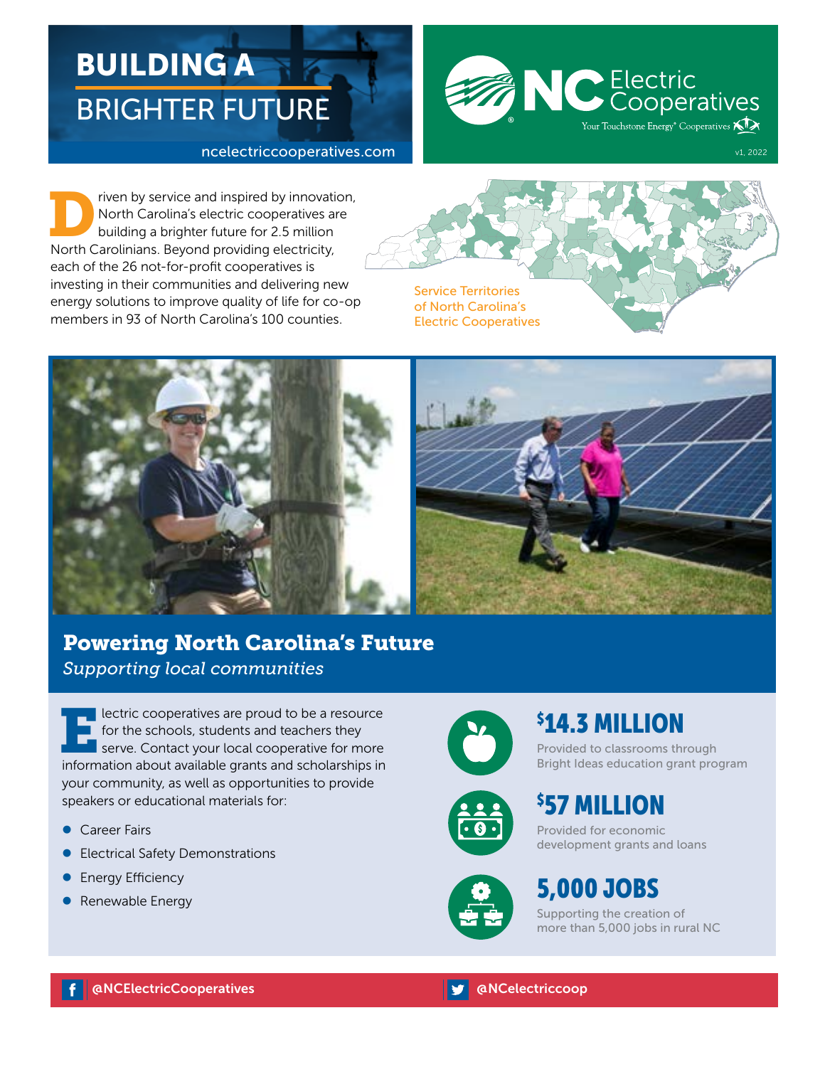# BUILDING A BRIGHTER FUTURE

ncelectriccooperatives.com

NC Electric Cooperatives

Your Touchstone Energy® Cooperatives

v1, 2022

Driven by service and inspired by innovation, North Carolina's electric cooperatives are building a brighter future for 2.5 million North Carolinians. Beyond providing electricity, each of the 26 not-for-profit cooperatives is investing in their communities and delivering new energy solutions to improve quality of life for co-op members in 93 of North Carolina's 100 counties.

Service Territories of North Carolina's Electric Cooperatives

## Powering North Carolina's Future

*Supporting local communities*

Electric cooperatives are proud to be a resource for the schools, students and teachers they serve. Contact your local cooperative for more information about available grants and scholarships in your community, as well as opportunities to provide speakers or educational materials for:

- Career Fairs
- Electrical Safety Demonstrations
- Energy Efficiency
- Renewable Energy

**$14.3 MILLION**

Provided to classrooms through Bright Ideas education grant program

**$57 MILLION**

Provided for economic development grants and loans

**5,000 JOBS**

Supporting the creation of more than 5,000 jobs in rural NC

@NCElectricCooperatives

@NCelectriccoop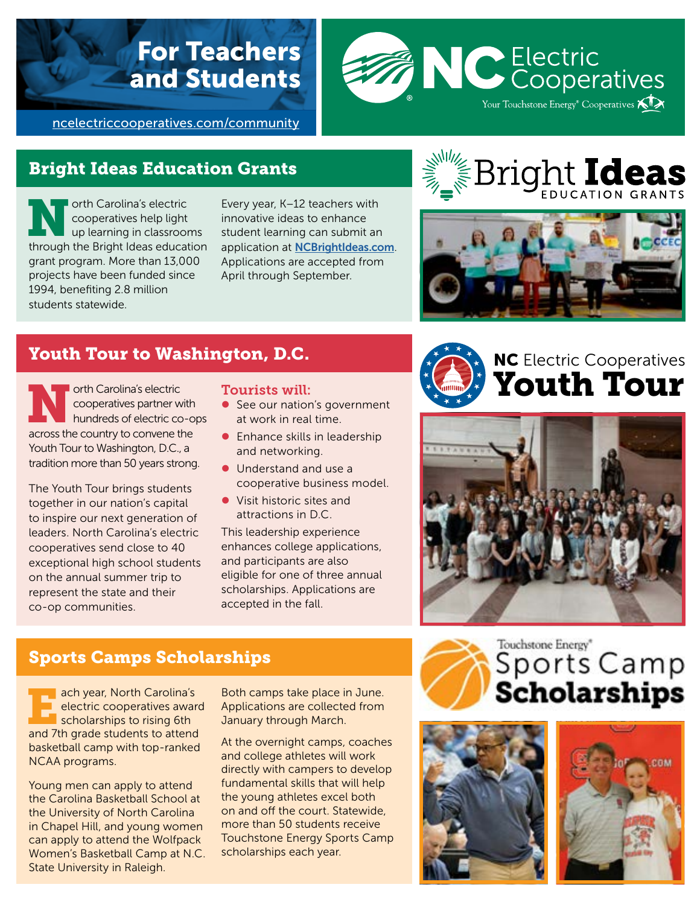# For Teachers and Students

ncelectriccooperatives.com/community

NC Electric Cooperatives

Your Touchstone Energy® Cooperatives

## Bright Ideas Education Grants

North Carolina's electric cooperatives help light up learning in classrooms through the Bright Ideas education grant program. More than 13,000 projects have been funded since 1994, benefiting 2.8 million students statewide.

Every year, K–12 teachers with innovative ideas to enhance student learning can submit an application at NCBrightIdeas.com. Applications are accepted from April through September.

Bright Ideas EDUCATION GRANTS

## Youth Tour to Washington, D.C.

North Carolina's electric cooperatives partner with hundreds of electric co-ops across the country to convene the Youth Tour to Washington, D.C., a tradition more than 50 years strong.

The Youth Tour brings students together in our nation's capital to inspire our next generation of leaders. North Carolina's electric cooperatives send close to 40 exceptional high school students on the annual summer trip to represent the state and their co-op communities.

### Tourists will:

- See our nation's government at work in real time.
- Enhance skills in leadership and networking.
- Understand and use a cooperative business model.
- Visit historic sites and attractions in D.C.

This leadership experience enhances college applications, and participants are also eligible for one of three annual scholarships. Applications are accepted in the fall.

NC Electric Cooperatives Youth Tour

## Sports Camps Scholarships

Each year, North Carolina's electric cooperatives award scholarships to rising 6th and 7th grade students to attend basketball camp with top-ranked NCAA programs.

Young men can apply to attend the Carolina Basketball School at the University of North Carolina in Chapel Hill, and young women can apply to attend the Wolfpack Women's Basketball Camp at N.C. State University in Raleigh.

Both camps take place in June. Applications are collected from January through March.

At the overnight camps, coaches and college athletes will work directly with campers to develop fundamental skills that will help the young athletes excel both on and off the court. Statewide, more than 50 students receive Touchstone Energy Sports Camp scholarships each year.

Touchstone Energy® Sports Camp Scholarships